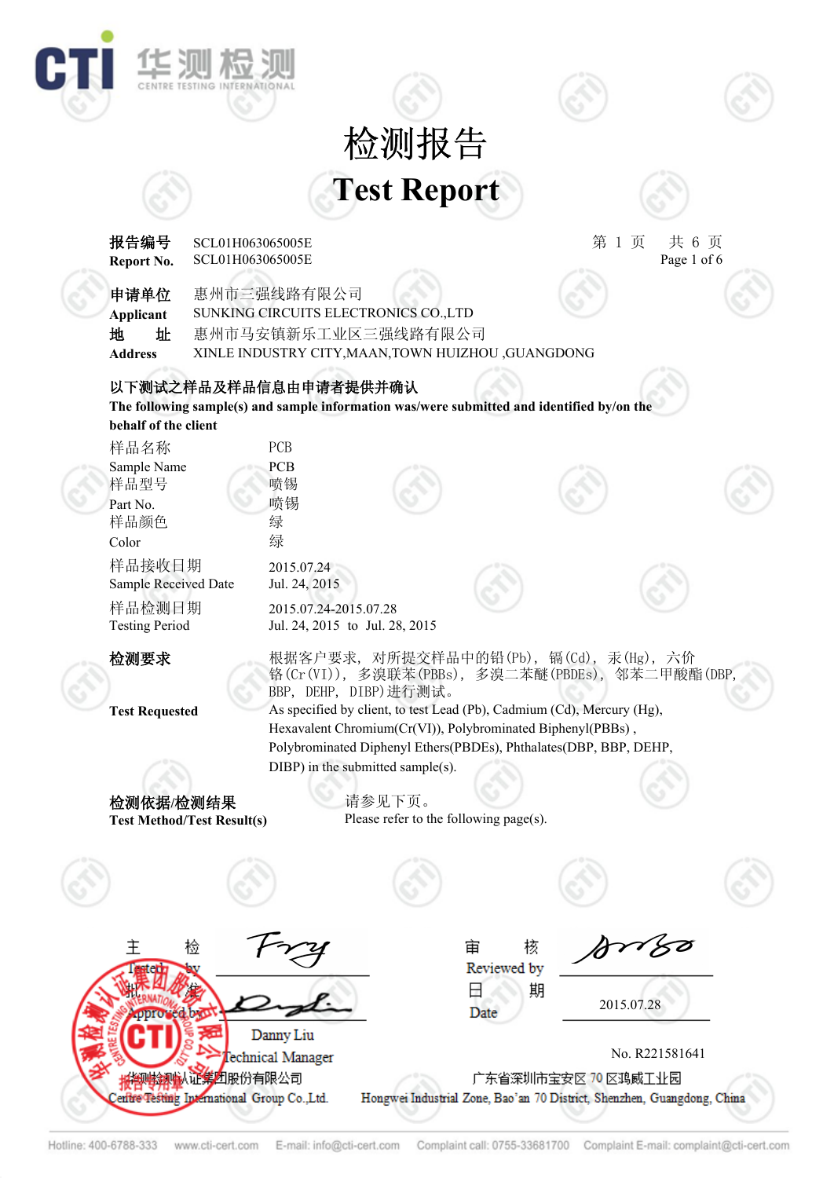CTI 华测检测 CENTRE TESTING INTERNATIONAL

# 检测报告
# Test Report

**报告编号** SCL01H063065005E
**Report No.** SCL01H063065005E

**申请单位** 惠州市三强线路有限公司
**Applicant** SUNKING CIRCUITS ELECTRONICS CO.,LTD
**地　　址** 惠州市马安镇新乐工业区三强线路有限公司
**Address** XINLE INDUSTRY CITY,MAAN,TOWN HUIZHOU ,GUANGDONG

**以下测试之样品及样品信息由申请者提供并确认**
**The following sample(s) and sample information was/were submitted and identified by/on the behalf of the client**

| | |
|---|---|
| 样品名称 Sample Name | PCB PCB |
| 样品型号 Part No. | 喷锡 喷锡 |
| 样品颜色 Color | 绿 绿 |
| 样品接收日期 Sample Received Date | 2015.07.24 Jul. 24, 2015 |
| 样品检测日期 Testing Period | 2015.07.24-2015.07.28 Jul. 24, 2015 to Jul. 28, 2015 |

**检测要求** 根据客户要求，对所提交样品中的铅(Pb)，镉(Cd)，汞(Hg)，六价铬(Cr(VI))，多溴联苯(PBBs)，多溴二苯醚(PBDEs)，邻苯二甲酸酯(DBP, BBP, DEHP, DIBP)进行测试。

**Test Requested** As specified by client, to test Lead (Pb), Cadmium (Cd), Mercury (Hg), Hexavalent Chromium(Cr(VI)), Polybrominated Biphenyl(PBBs) , Polybrominated Diphenyl Ethers(PBDEs), Phthalates(DBP, BBP, DEHP, DIBP) in the submitted sample(s).

**检测依据/检测结果** 请参见下页。
**Test Method/Test Result(s)** Please refer to the following page(s).

主　　检 Tested by: [signature]
审　　核 Reviewed by: [signature]
批　　准 Approved by: [signature]
日　　期 Date: 2015.07.28

Danny Liu
Technical Manager

No. R221581641

华测检测认证集团股份有限公司
Centre Testing International Group Co.,Ltd.

广东省深圳市宝安区 70 区鸿威工业园
Hongwei Industrial Zone, Bao'an 70 District, Shenzhen, Guangdong, China

Hotline: 400-6788-333 www.cti-cert.com E-mail: info@cti-cert.com Complaint call: 0755-33681700 Complaint E-mail: complaint@cti-cert.com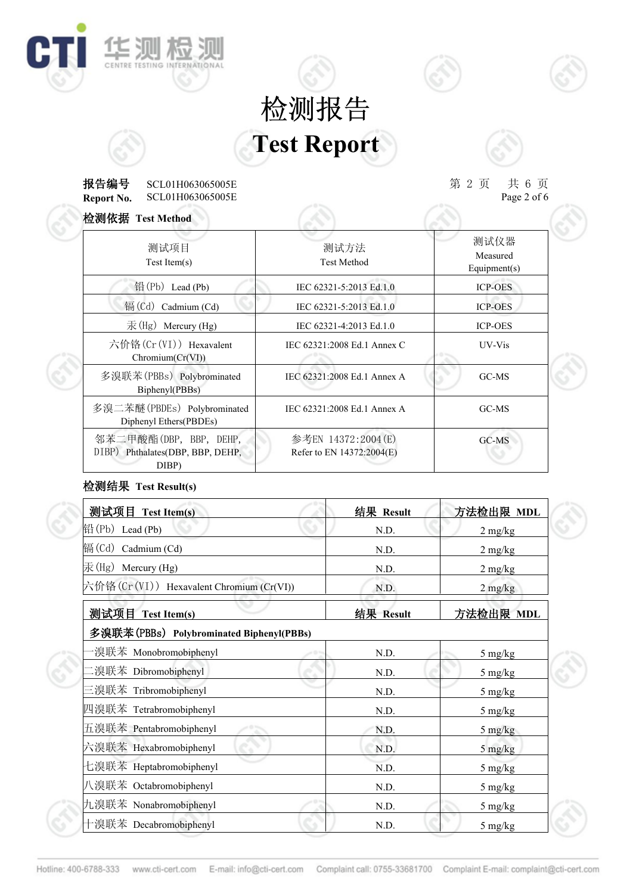# 检测报告
# Test Report

**报告编号** SCL01H063065005E
**Report No.** SCL01H063065005E

**检测依据 Test Method**

| 测试项目 Test Item(s) | 测试方法 Test Method | 测试仪器 Measured Equipment(s) |
|---|---|---|
| 铅(Pb) Lead (Pb) | IEC 62321-5:2013 Ed.1.0 | ICP-OES |
| 镉(Cd) Cadmium (Cd) | IEC 62321-5:2013 Ed.1.0 | ICP-OES |
| 汞(Hg) Mercury (Hg) | IEC 62321-4:2013 Ed.1.0 | ICP-OES |
| 六价铬(Cr(VI)) Hexavalent Chromium(Cr(VI)) | IEC 62321:2008 Ed.1 Annex C | UV-Vis |
| 多溴联苯(PBBs) Polybrominated Biphenyl(PBBs) | IEC 62321:2008 Ed.1 Annex A | GC-MS |
| 多溴二苯醚(PBDEs) Polybrominated Diphenyl Ethers(PBDEs) | IEC 62321:2008 Ed.1 Annex A | GC-MS |
| 邻苯二甲酸酯(DBP, BBP, DEHP, DIBP) Phthalates(DBP, BBP, DEHP, DIBP) | 参考EN 14372:2004(E) Refer to EN 14372:2004(E) | GC-MS |

**检测结果 Test Result(s)**

| 测试项目 Test Item(s) | 结果 Result | 方法检出限 MDL |
|---|---|---|
| 铅(Pb) Lead (Pb) | N.D. | 2 mg/kg |
| 镉(Cd) Cadmium (Cd) | N.D. | 2 mg/kg |
| 汞(Hg) Mercury (Hg) | N.D. | 2 mg/kg |
| 六价铬(Cr(VI)) Hexavalent Chromium (Cr(VI)) | N.D. | 2 mg/kg |

| 测试项目 Test Item(s) | 结果 Result | 方法检出限 MDL |
|---|---|---|
| **多溴联苯(PBBs) Polybrominated Biphenyl(PBBs)** | | |
| 一溴联苯 Monobromobiphenyl | N.D. | 5 mg/kg |
| 二溴联苯 Dibromobiphenyl | N.D. | 5 mg/kg |
| 三溴联苯 Tribromobiphenyl | N.D. | 5 mg/kg |
| 四溴联苯 Tetrabromobiphenyl | N.D. | 5 mg/kg |
| 五溴联苯 Pentabromobiphenyl | N.D. | 5 mg/kg |
| 六溴联苯 Hexabromobiphenyl | N.D. | 5 mg/kg |
| 七溴联苯 Heptabromobiphenyl | N.D. | 5 mg/kg |
| 八溴联苯 Octabromobiphenyl | N.D. | 5 mg/kg |
| 九溴联苯 Nonabromobiphenyl | N.D. | 5 mg/kg |
| 十溴联苯 Decabromobiphenyl | N.D. | 5 mg/kg |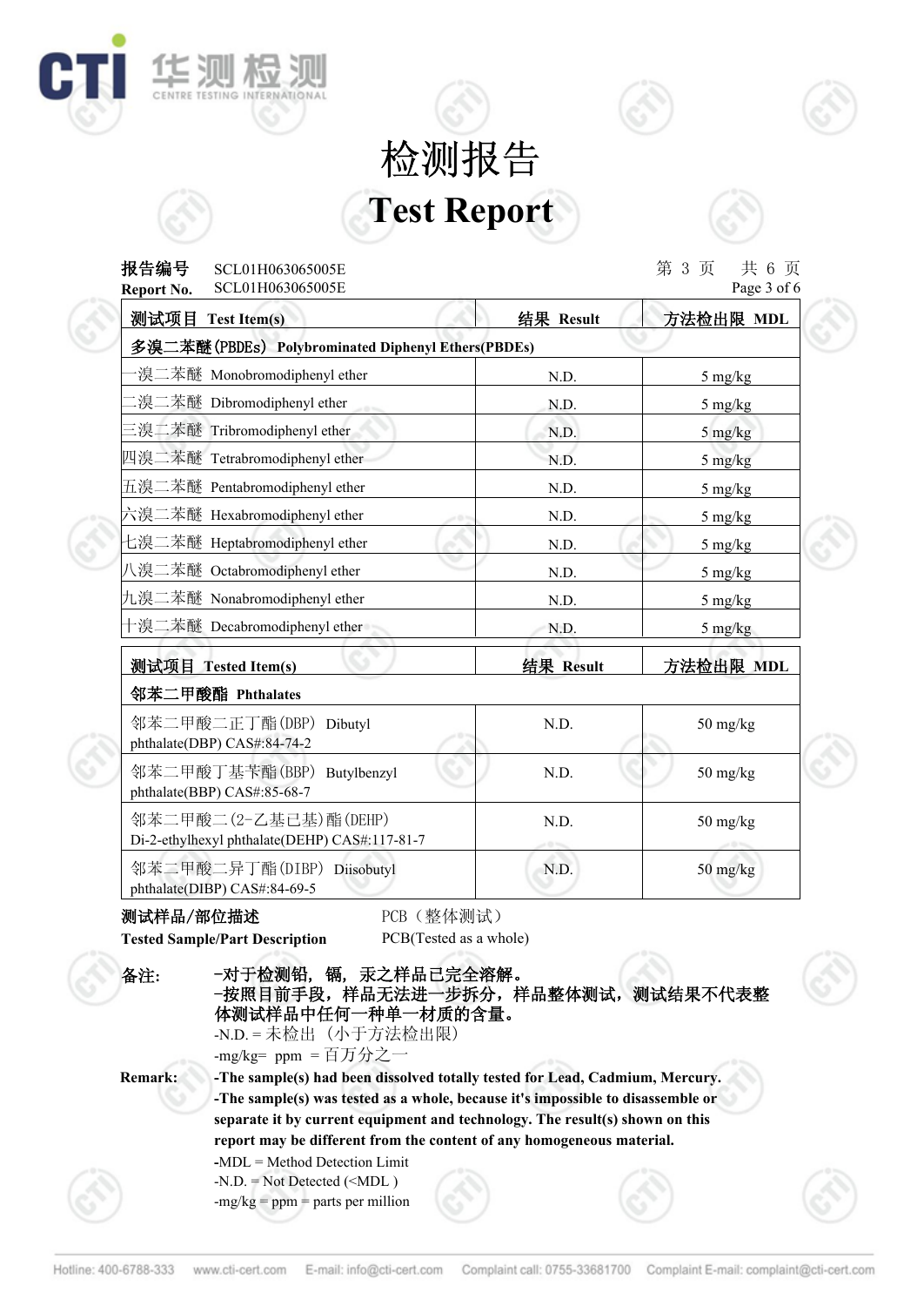# 检测报告

# Test Report

**报告编号** SCL01H063065005E
**Report No.** SCL01H063065005E

| 测试项目 Test Item(s) | 结果 Result | 方法检出限 MDL |
|---|---|---|
| **多溴二苯醚(PBDEs) Polybrominated Diphenyl Ethers(PBDEs)** | | |
| 一溴二苯醚 Monobromodiphenyl ether | N.D. | 5 mg/kg |
| 二溴二苯醚 Dibromodiphenyl ether | N.D. | 5 mg/kg |
| 三溴二苯醚 Tribromodiphenyl ether | N.D. | 5 mg/kg |
| 四溴二苯醚 Tetrabromodiphenyl ether | N.D. | 5 mg/kg |
| 五溴二苯醚 Pentabromodiphenyl ether | N.D. | 5 mg/kg |
| 六溴二苯醚 Hexabromodiphenyl ether | N.D. | 5 mg/kg |
| 七溴二苯醚 Heptabromodiphenyl ether | N.D. | 5 mg/kg |
| 八溴二苯醚 Octabromodiphenyl ether | N.D. | 5 mg/kg |
| 九溴二苯醚 Nonabromodiphenyl ether | N.D. | 5 mg/kg |
| 十溴二苯醚 Decabromodiphenyl ether | N.D. | 5 mg/kg |

| 测试项目 Tested Item(s) | 结果 Result | 方法检出限 MDL |
|---|---|---|
| **邻苯二甲酸酯 Phthalates** | | |
| 邻苯二甲酸二正丁酯(DBP) Dibutyl phthalate(DBP) CAS#:84-74-2 | N.D. | 50 mg/kg |
| 邻苯二甲酸丁基苄酯(BBP) Butylbenzyl phthalate(BBP) CAS#:85-68-7 | N.D. | 50 mg/kg |
| 邻苯二甲酸二(2-乙基己基)酯(DEHP) Di-2-ethylhexyl phthalate(DEHP) CAS#:117-81-7 | N.D. | 50 mg/kg |
| 邻苯二甲酸二异丁酯(DIBP) Diisobutyl phthalate(DIBP) CAS#:84-69-5 | N.D. | 50 mg/kg |

**测试样品/部位描述** PCB（整体测试）
**Tested Sample/Part Description** PCB(Tested as a whole)

**备注:**
- **-对于检测铅，镉，汞之样品已完全溶解。**
- **-按照目前手段，样品无法进一步拆分，样品整体测试，测试结果不代表整体测试样品中任何一种单一材质的含量。**
- -N.D. = 未检出（小于方法检出限）
- -mg/kg= ppm = 百万分之一

**Remark:**
- **-The sample(s) had been dissolved totally tested for Lead, Cadmium, Mercury.**
- **-The sample(s) was tested as a whole, because it's impossible to disassemble or separate it by current equipment and technology. The result(s) shown on this report may be different from the content of any homogeneous material.**
- -MDL = Method Detection Limit
- -N.D. = Not Detected (<MDL )
- -mg/kg = ppm = parts per million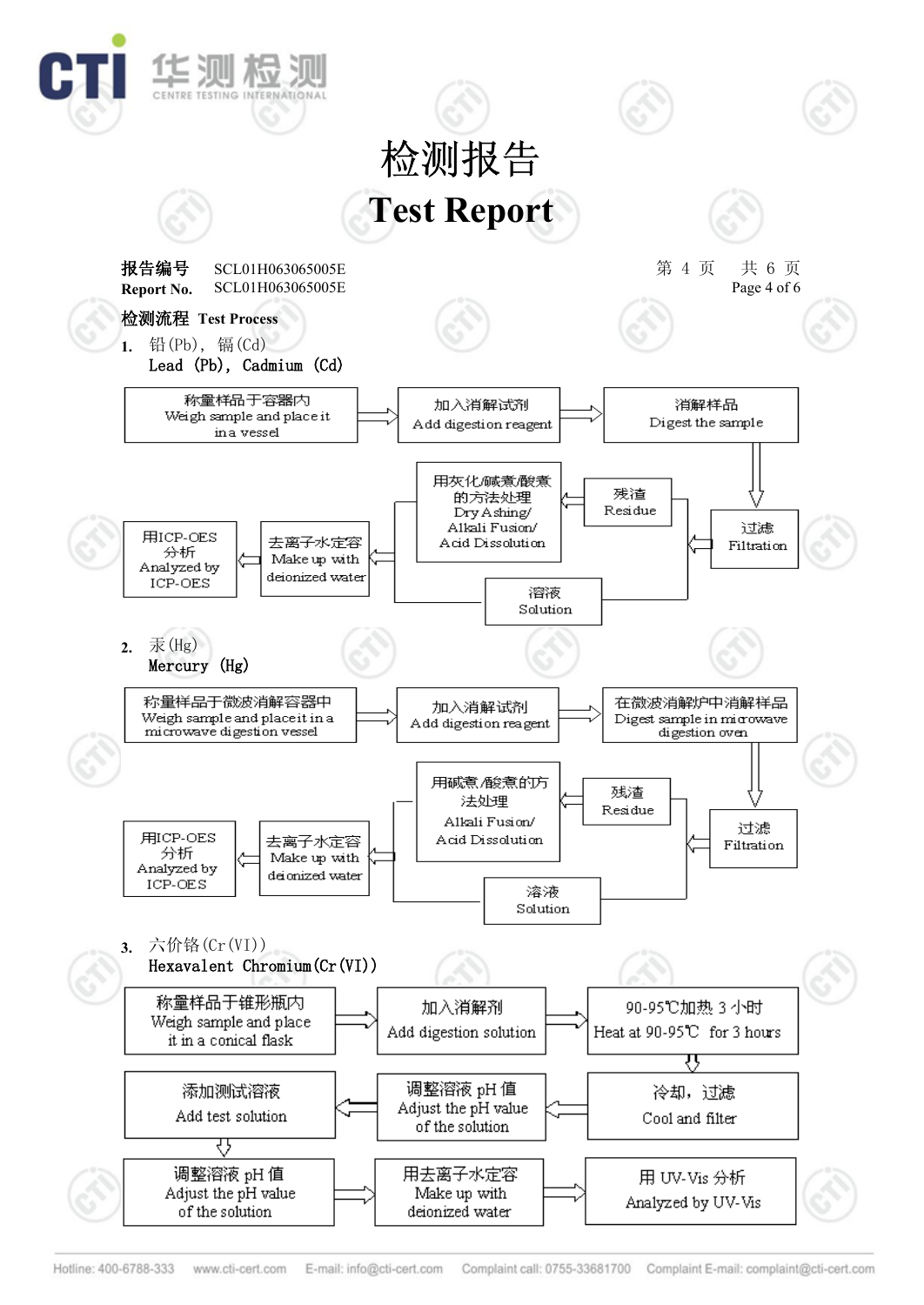# 检测报告
# Test Report

**报告编号** SCL01H063065005E
**Report No.** SCL01H063065005E

**检测流程 Test Process**

**1.** 铅(Pb)，镉(Cd)
Lead (Pb), Cadmium (Cd)

- 称量样品于容器内 Weigh sample and place it in a vessel → 加入消解试剂 Add digestion reagent → 消解样品 Digest the sample → 过滤 Filtration
- 过滤 Filtration → 残渣 Residue → 用灰化/碱煮/酸煮的方法处理 Dry Ashing/ Alkali Fusion/ Acid Dissolution → 去离子水定容 Make up with deionized water → 用ICP-OES分析 Analyzed by ICP-OES
- 过滤 Filtration → 溶液 Solution → 去离子水定容 Make up with deionized water → 用ICP-OES分析 Analyzed by ICP-OES

**2.** 汞(Hg)
Mercury (Hg)

- 称量样品于微波消解容器中 Weigh sample and place it in a microwave digestion vessel → 加入消解试剂 Add digestion reagent → 在微波消解炉中消解样品 Digest sample in microwave digestion oven → 过滤 Filtration
- 过滤 Filtration → 残渣 Residue → 用碱煮/酸煮的方法处理 Alkali Fusion/ Acid Dissolution → 去离子水定容 Make up with deionized water → 用ICP-OES分析 Analyzed by ICP-OES
- 过滤 Filtration → 溶液 Solution → 去离子水定容 Make up with deionized water → 用ICP-OES分析 Analyzed by ICP-OES

**3.** 六价铬(Cr(VI))
Hexavalent Chromium(Cr(VI))

- 称量样品于锥形瓶内 Weigh sample and place it in a conical flask → 加入消解剂 Add digestion solution → 90-95℃加热 3 小时 Heat at 90-95℃ for 3 hours → 冷却，过滤 Cool and filter → 调整溶液 pH 值 Adjust the pH value of the solution → 添加测试溶液 Add test solution → 调整溶液 pH 值 Adjust the pH value of the solution → 用去离子水定容 Make up with deionized water → 用 UV-Vis 分析 Analyzed by UV-Vis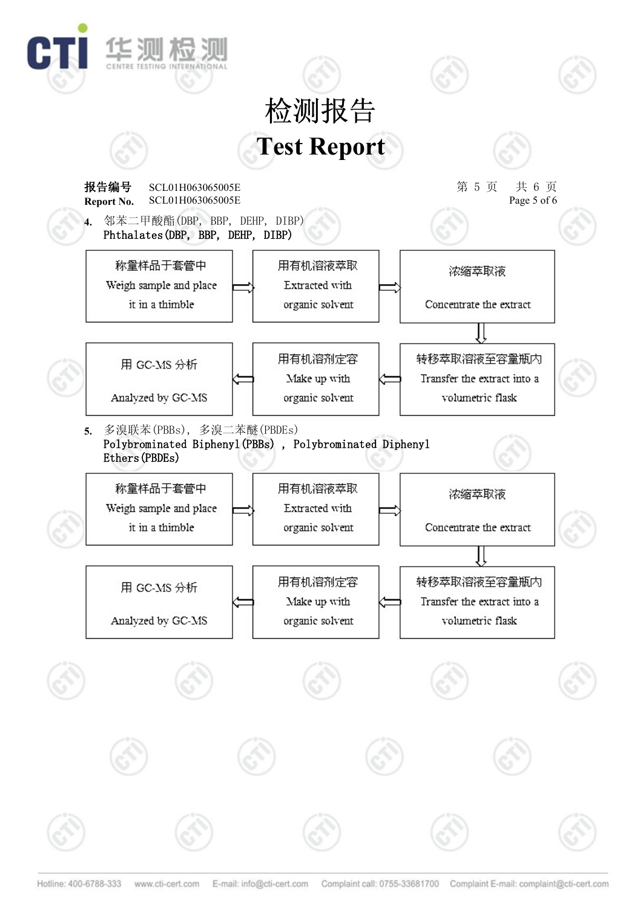# 检测报告

# Test Report

**报告编号** SCL01H063065005E

**Report No.** SCL01H063065005E

**4.** 邻苯二甲酸酯(DBP, BBP, DEHP, DIBP)

Phthalates(DBP, BBP, DEHP, DIBP)

称量样品于套管中 Weigh sample and place it in a thimble ⇨ 用有机溶液萃取 Extracted with organic solvent ⇨ 浓缩萃取液 Concentrate the extract ⇩ 转移萃取溶液至容量瓶内 Transfer the extract into a volumetric flask ⇦ 用有机溶剂定容 Make up with organic solvent ⇦ 用 GC-MS 分析 Analyzed by GC-MS

**5.** 多溴联苯(PBBs), 多溴二苯醚(PBDEs)

Polybrominated Biphenyl(PBBs) , Polybrominated Diphenyl Ethers(PBDEs)

称量样品于套管中 Weigh sample and place it in a thimble ⇨ 用有机溶液萃取 Extracted with organic solvent ⇨ 浓缩萃取液 Concentrate the extract ⇩ 转移萃取溶液至容量瓶内 Transfer the extract into a volumetric flask ⇦ 用有机溶剂定容 Make up with organic solvent ⇦ 用 GC-MS 分析 Analyzed by GC-MS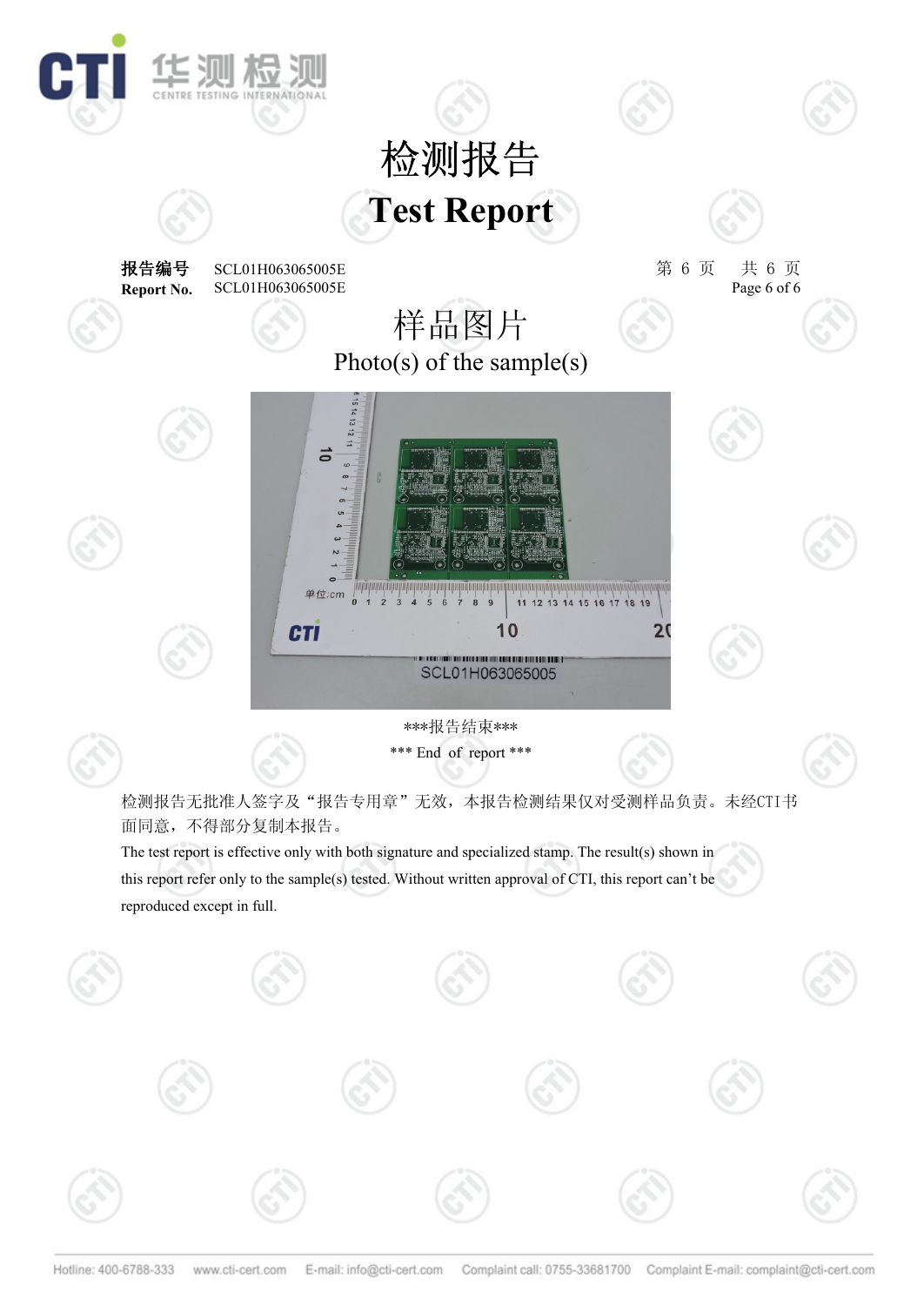# 检测报告

# Test Report

**报告编号** SCL01H063065005E

**Report No.** SCL01H063065005E

## 样品图片

## Photo(s) of the sample(s)

\*\*\*报告结束\*\*\*

\*\*\* End of report \*\*\*

检测报告无批准人签字及“报告专用章”无效，本报告检测结果仅对受测样品负责。未经CTI书面同意，不得部分复制本报告。

The test report is effective only with both signature and specialized stamp. The result(s) shown in this report refer only to the sample(s) tested. Without written approval of CTI, this report can’t be reproduced except in full.